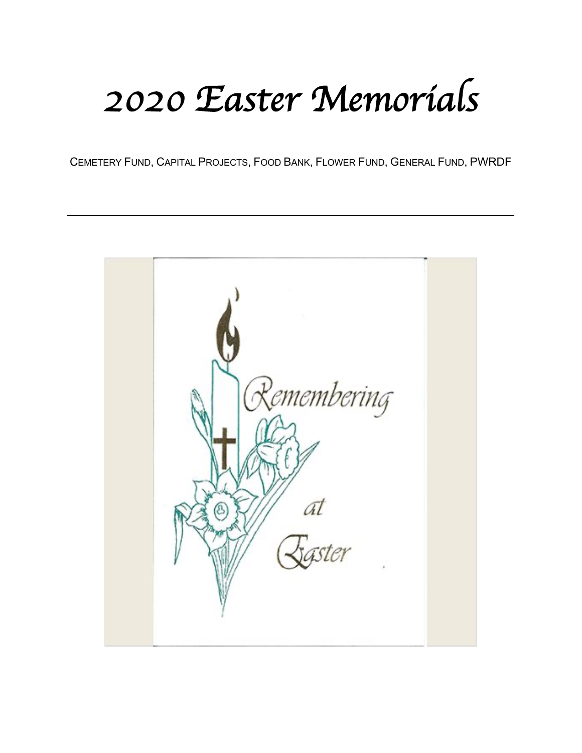# *2020 Easter Memorials*

CEMETERY FUND, CAPITAL PROJECTS, FOOD BANK, FLOWER FUND, GENERAL FUND, PWRDF

---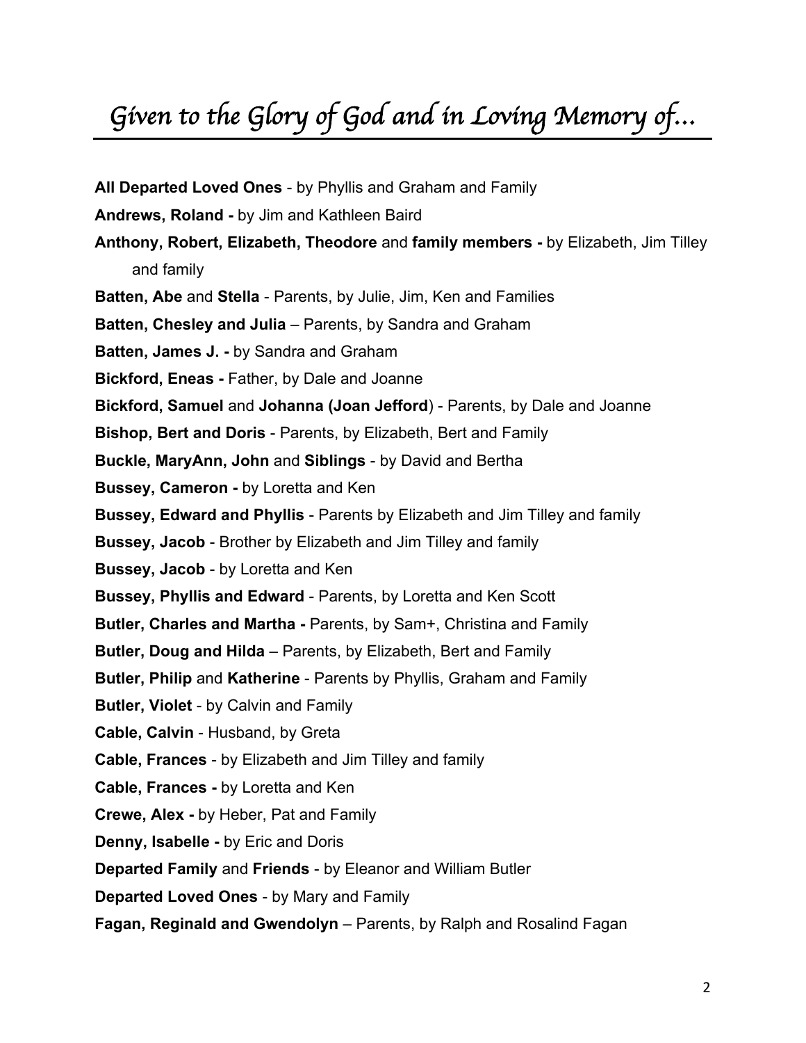# *Given to the Glory of God and in Loving Memory of...*

**All Departed Loved Ones** - by Phyllis and Graham and Family

**Andrews, Roland -** by Jim and Kathleen Baird

**Anthony, Robert, Elizabeth, Theodore** and **family members -** by Elizabeth, Jim Tilley and family

**Batten, Abe** and **Stella** - Parents, by Julie, Jim, Ken and Families

**Batten, Chesley and Julia** – Parents, by Sandra and Graham

**Batten, James J. -** by Sandra and Graham

**Bickford, Eneas -** Father, by Dale and Joanne

**Bickford, Samuel** and **Johanna (Joan Jefford**) - Parents, by Dale and Joanne

**Bishop, Bert and Doris** - Parents, by Elizabeth, Bert and Family

**Buckle, MaryAnn, John** and **Siblings** - by David and Bertha

**Bussey, Cameron -** by Loretta and Ken

**Bussey, Edward and Phyllis** - Parents by Elizabeth and Jim Tilley and family

**Bussey, Jacob** - Brother by Elizabeth and Jim Tilley and family

**Bussey, Jacob** - by Loretta and Ken

**Bussey, Phyllis and Edward** - Parents, by Loretta and Ken Scott

**Butler, Charles and Martha -** Parents, by Sam+, Christina and Family

**Butler, Doug and Hilda** – Parents, by Elizabeth, Bert and Family

**Butler, Philip** and **Katherine** - Parents by Phyllis, Graham and Family

**Butler, Violet** - by Calvin and Family

**Cable, Calvin** - Husband, by Greta

**Cable, Frances** - by Elizabeth and Jim Tilley and family

**Cable, Frances -** by Loretta and Ken

**Crewe, Alex -** by Heber, Pat and Family

**Denny, Isabelle -** by Eric and Doris

**Departed Family** and **Friends** - by Eleanor and William Butler

**Departed Loved Ones** - by Mary and Family

**Fagan, Reginald and Gwendolyn** – Parents, by Ralph and Rosalind Fagan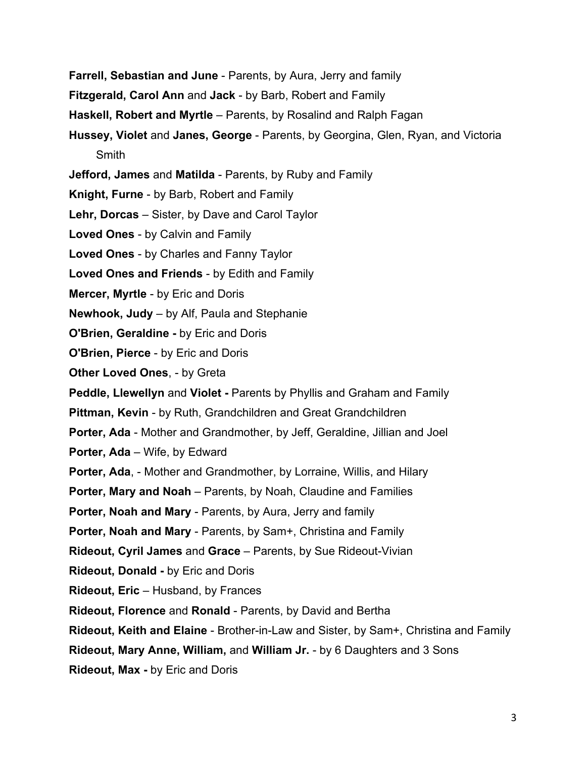**Farrell, Sebastian and June** - Parents, by Aura, Jerry and family

**Fitzgerald, Carol Ann** and **Jack** - by Barb, Robert and Family

**Haskell, Robert and Myrtle** – Parents, by Rosalind and Ralph Fagan

**Hussey, Violet** and **Janes, George** - Parents, by Georgina, Glen, Ryan, and Victoria Smith

**Jefford, James** and **Matilda** - Parents, by Ruby and Family

**Knight, Furne** - by Barb, Robert and Family

**Lehr, Dorcas** – Sister, by Dave and Carol Taylor

**Loved Ones** - by Calvin and Family

**Loved Ones** - by Charles and Fanny Taylor

**Loved Ones and Friends** - by Edith and Family

**Mercer, Myrtle** - by Eric and Doris

**Newhook, Judy** – by Alf, Paula and Stephanie

**O'Brien, Geraldine -** by Eric and Doris

**O'Brien, Pierce** - by Eric and Doris

**Other Loved Ones**, - by Greta

**Peddle, Llewellyn** and **Violet -** Parents by Phyllis and Graham and Family

**Pittman, Kevin** - by Ruth, Grandchildren and Great Grandchildren

**Porter, Ada** - Mother and Grandmother, by Jeff, Geraldine, Jillian and Joel

**Porter, Ada** – Wife, by Edward

**Porter, Ada**, - Mother and Grandmother, by Lorraine, Willis, and Hilary

**Porter, Mary and Noah** – Parents, by Noah, Claudine and Families

**Porter, Noah and Mary** - Parents, by Aura, Jerry and family

**Porter, Noah and Mary** - Parents, by Sam+, Christina and Family

**Rideout, Cyril James** and **Grace** – Parents, by Sue Rideout-Vivian

**Rideout, Donald -** by Eric and Doris

**Rideout, Eric** – Husband, by Frances

**Rideout, Florence** and **Ronald** - Parents, by David and Bertha

**Rideout, Keith and Elaine** - Brother-in-Law and Sister, by Sam+, Christina and Family

**Rideout, Mary Anne, William,** and **William Jr.** - by 6 Daughters and 3 Sons

**Rideout, Max -** by Eric and Doris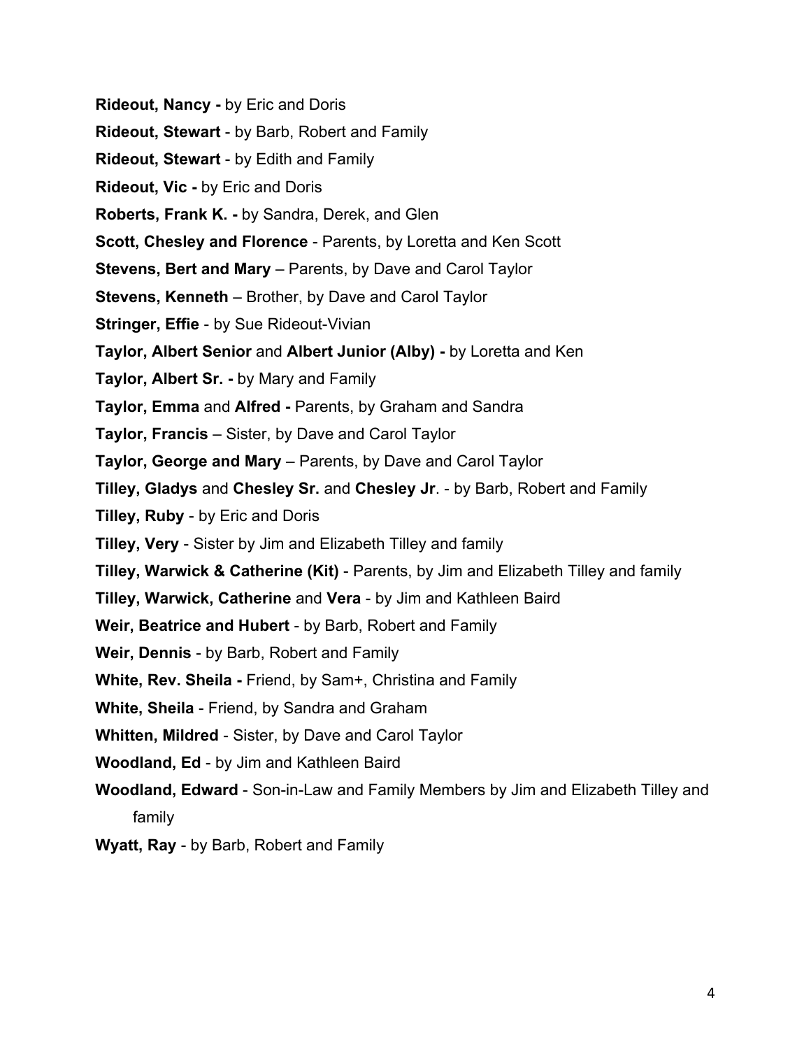**Rideout, Nancy -** by Eric and Doris

**Rideout, Stewart** - by Barb, Robert and Family

**Rideout, Stewart** - by Edith and Family

**Rideout, Vic -** by Eric and Doris

**Roberts, Frank K. -** by Sandra, Derek, and Glen

**Scott, Chesley and Florence** - Parents, by Loretta and Ken Scott

**Stevens, Bert and Mary** – Parents, by Dave and Carol Taylor

**Stevens, Kenneth** – Brother, by Dave and Carol Taylor

**Stringer, Effie** - by Sue Rideout-Vivian

**Taylor, Albert Senior** and **Albert Junior (Alby) -** by Loretta and Ken

**Taylor, Albert Sr. -** by Mary and Family

**Taylor, Emma** and **Alfred -** Parents, by Graham and Sandra

**Taylor, Francis** – Sister, by Dave and Carol Taylor

**Taylor, George and Mary** – Parents, by Dave and Carol Taylor

**Tilley, Gladys** and **Chesley Sr.** and **Chesley Jr**. - by Barb, Robert and Family

**Tilley, Ruby** - by Eric and Doris

**Tilley, Very** - Sister by Jim and Elizabeth Tilley and family

**Tilley, Warwick & Catherine (Kit)** - Parents, by Jim and Elizabeth Tilley and family

**Tilley, Warwick, Catherine** and **Vera** - by Jim and Kathleen Baird

**Weir, Beatrice and Hubert** - by Barb, Robert and Family

**Weir, Dennis** - by Barb, Robert and Family

**White, Rev. Sheila -** Friend, by Sam+, Christina and Family

**White, Sheila** - Friend, by Sandra and Graham

**Whitten, Mildred** - Sister, by Dave and Carol Taylor

**Woodland, Ed** - by Jim and Kathleen Baird

**Woodland, Edward** - Son-in-Law and Family Members by Jim and Elizabeth Tilley and family

**Wyatt, Ray** - by Barb, Robert and Family